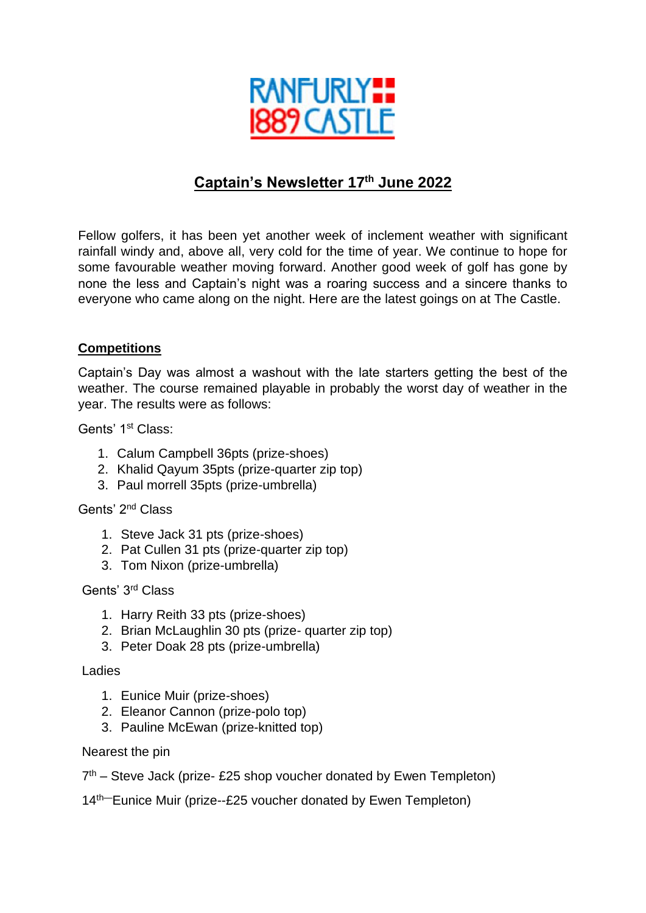RANFURLY 1889 CASTLE

# Captain's Newsletter 17th June 2022

Fellow golfers, it has been yet another week of inclement weather with significant rainfall windy and, above all, very cold for the time of year. We continue to hope for some favourable weather moving forward. Another good week of golf has gone by none the less and Captain's night was a roaring success and a sincere thanks to everyone who came along on the night. Here are the latest goings on at The Castle.

## Competitions

Captain's Day was almost a washout with the late starters getting the best of the weather. The course remained playable in probably the worst day of weather in the year. The results were as follows:

Gents' 1st Class:

1. Calum Campbell 36pts (prize-shoes)
2. Khalid Qayum 35pts (prize-quarter zip top)
3. Paul morrell 35pts (prize-umbrella)

Gents' 2nd Class

1. Steve Jack 31 pts (prize-shoes)
2. Pat Cullen 31 pts (prize-quarter zip top)
3. Tom Nixon (prize-umbrella)

Gents' 3rd Class

1. Harry Reith 33 pts (prize-shoes)
2. Brian McLaughlin 30 pts (prize- quarter zip top)
3. Peter Doak 28 pts (prize-umbrella)

Ladies

1. Eunice Muir (prize-shoes)
2. Eleanor Cannon (prize-polo top)
3. Pauline McEwan (prize-knitted top)

Nearest the pin

7th – Steve Jack (prize- £25 shop voucher donated by Ewen Templeton)

14th—Eunice Muir (prize--£25 voucher donated by Ewen Templeton)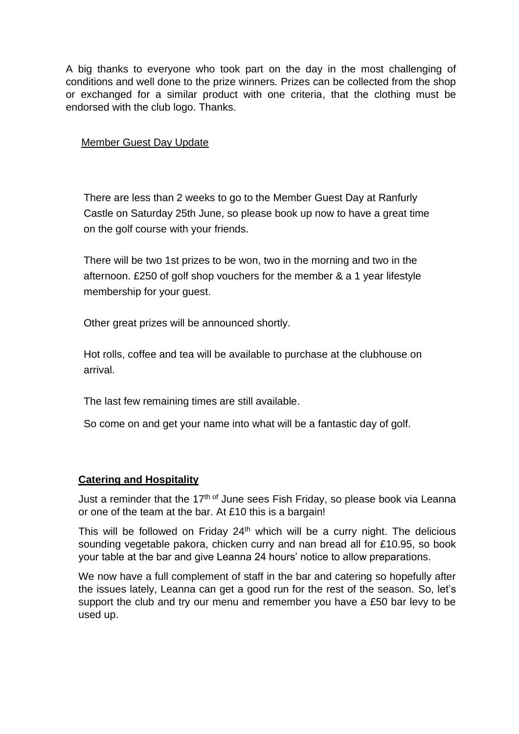A big thanks to everyone who took part on the day in the most challenging of conditions and well done to the prize winners. Prizes can be collected from the shop or exchanged for a similar product with one criteria, that the clothing must be endorsed with the club logo. Thanks.

Member Guest Day Update

There are less than 2 weeks to go to the Member Guest Day at Ranfurly Castle on Saturday 25th June, so please book up now to have a great time on the golf course with your friends.

There will be two 1st prizes to be won, two in the morning and two in the afternoon. £250 of golf shop vouchers for the member & a 1 year lifestyle membership for your guest.

Other great prizes will be announced shortly.

Hot rolls, coffee and tea will be available to purchase at the clubhouse on arrival.

The last few remaining times are still available.

So come on and get your name into what will be a fantastic day of golf.

**Catering and Hospitality**

Just a reminder that the 17th of June sees Fish Friday, so please book via Leanna or one of the team at the bar. At £10 this is a bargain!

This will be followed on Friday 24th which will be a curry night. The delicious sounding vegetable pakora, chicken curry and nan bread all for £10.95, so book your table at the bar and give Leanna 24 hours' notice to allow preparations.

We now have a full complement of staff in the bar and catering so hopefully after the issues lately, Leanna can get a good run for the rest of the season. So, let's support the club and try our menu and remember you have a £50 bar levy to be used up.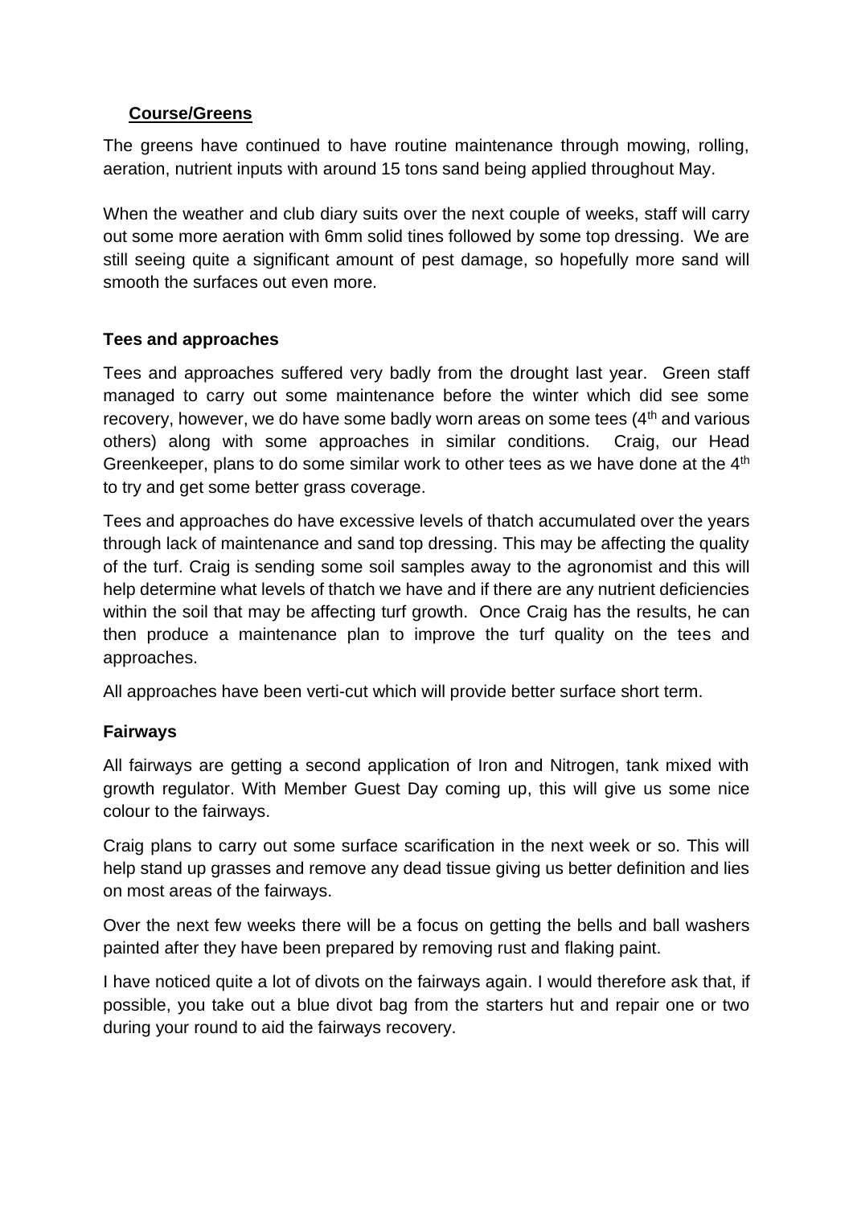## Course/Greens

The greens have continued to have routine maintenance through mowing, rolling, aeration, nutrient inputs with around 15 tons sand being applied throughout May.

When the weather and club diary suits over the next couple of weeks, staff will carry out some more aeration with 6mm solid tines followed by some top dressing. We are still seeing quite a significant amount of pest damage, so hopefully more sand will smooth the surfaces out even more.

### Tees and approaches

Tees and approaches suffered very badly from the drought last year. Green staff managed to carry out some maintenance before the winter which did see some recovery, however, we do have some badly worn areas on some tees (4th and various others) along with some approaches in similar conditions. Craig, our Head Greenkeeper, plans to do some similar work to other tees as we have done at the 4th to try and get some better grass coverage.

Tees and approaches do have excessive levels of thatch accumulated over the years through lack of maintenance and sand top dressing. This may be affecting the quality of the turf. Craig is sending some soil samples away to the agronomist and this will help determine what levels of thatch we have and if there are any nutrient deficiencies within the soil that may be affecting turf growth. Once Craig has the results, he can then produce a maintenance plan to improve the turf quality on the tees and approaches.

All approaches have been verti-cut which will provide better surface short term.

### Fairways

All fairways are getting a second application of Iron and Nitrogen, tank mixed with growth regulator. With Member Guest Day coming up, this will give us some nice colour to the fairways.

Craig plans to carry out some surface scarification in the next week or so. This will help stand up grasses and remove any dead tissue giving us better definition and lies on most areas of the fairways.

Over the next few weeks there will be a focus on getting the bells and ball washers painted after they have been prepared by removing rust and flaking paint.

I have noticed quite a lot of divots on the fairways again. I would therefore ask that, if possible, you take out a blue divot bag from the starters hut and repair one or two during your round to aid the fairways recovery.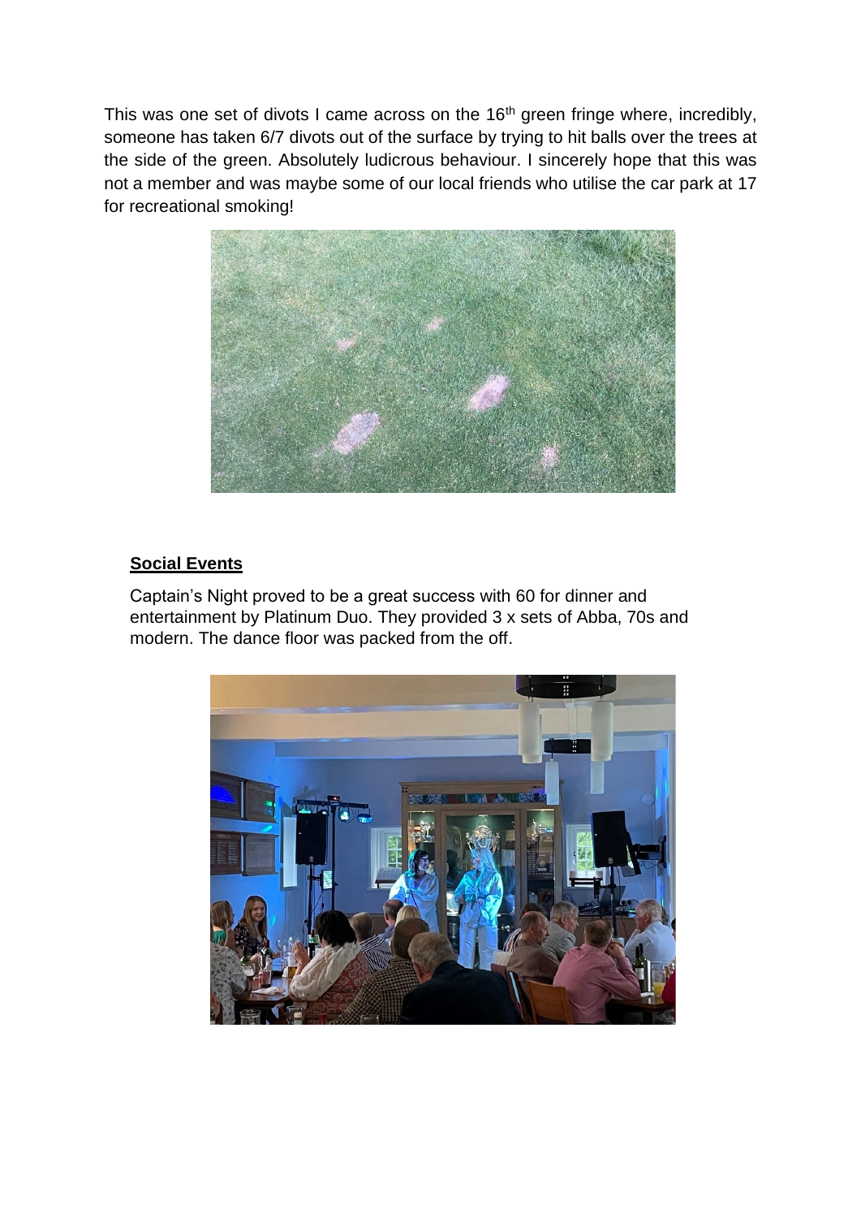This was one set of divots I came across on the 16th green fringe where, incredibly, someone has taken 6/7 divots out of the surface by trying to hit balls over the trees at the side of the green. Absolutely ludicrous behaviour. I sincerely hope that this was not a member and was maybe some of our local friends who utilise the car park at 17 for recreational smoking!

**Social Events**

Captain's Night proved to be a great success with 60 for dinner and entertainment by Platinum Duo. They provided 3 x sets of Abba, 70s and modern. The dance floor was packed from the off.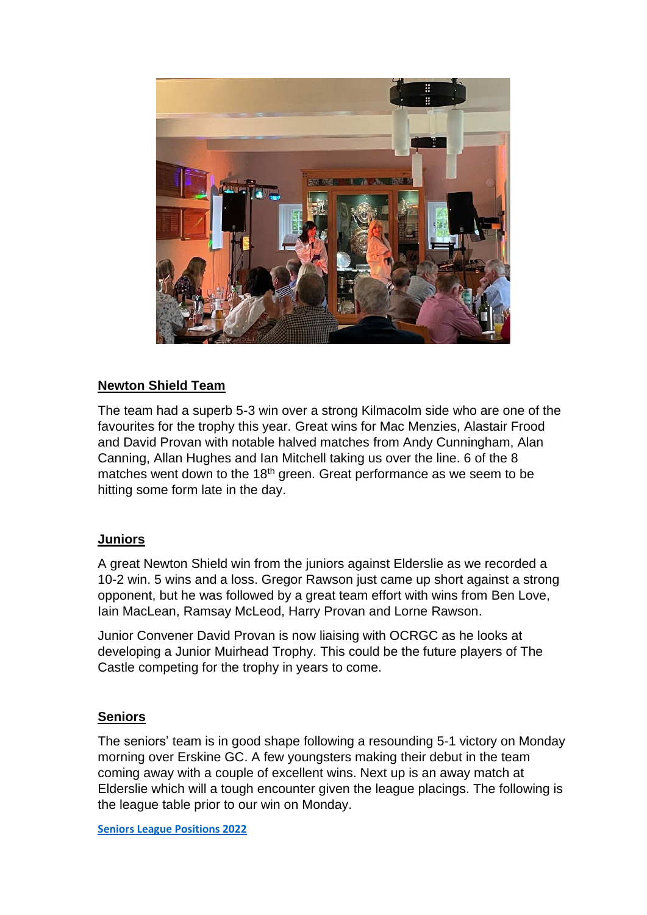**Newton Shield Team**

The team had a superb 5-3 win over a strong Kilmacolm side who are one of the favourites for the trophy this year. Great wins for Mac Menzies, Alastair Frood and David Provan with notable halved matches from Andy Cunningham, Alan Canning, Allan Hughes and Ian Mitchell taking us over the line. 6 of the 8 matches went down to the 18th green. Great performance as we seem to be hitting some form late in the day.

**Juniors**

A great Newton Shield win from the juniors against Elderslie as we recorded a 10-2 win. 5 wins and a loss. Gregor Rawson just came up short against a strong opponent, but he was followed by a great team effort with wins from Ben Love, Iain MacLean, Ramsay McLeod, Harry Provan and Lorne Rawson.

Junior Convener David Provan is now liaising with OCRGC as he looks at developing a Junior Muirhead Trophy. This could be the future players of The Castle competing for the trophy in years to come.

**Seniors**

The seniors' team is in good shape following a resounding 5-1 victory on Monday morning over Erskine GC. A few youngsters making their debut in the team coming away with a couple of excellent wins. Next up is an away match at Elderslie which will a tough encounter given the league placings. The following is the league table prior to our win on Monday.

**Seniors League Positions 2022**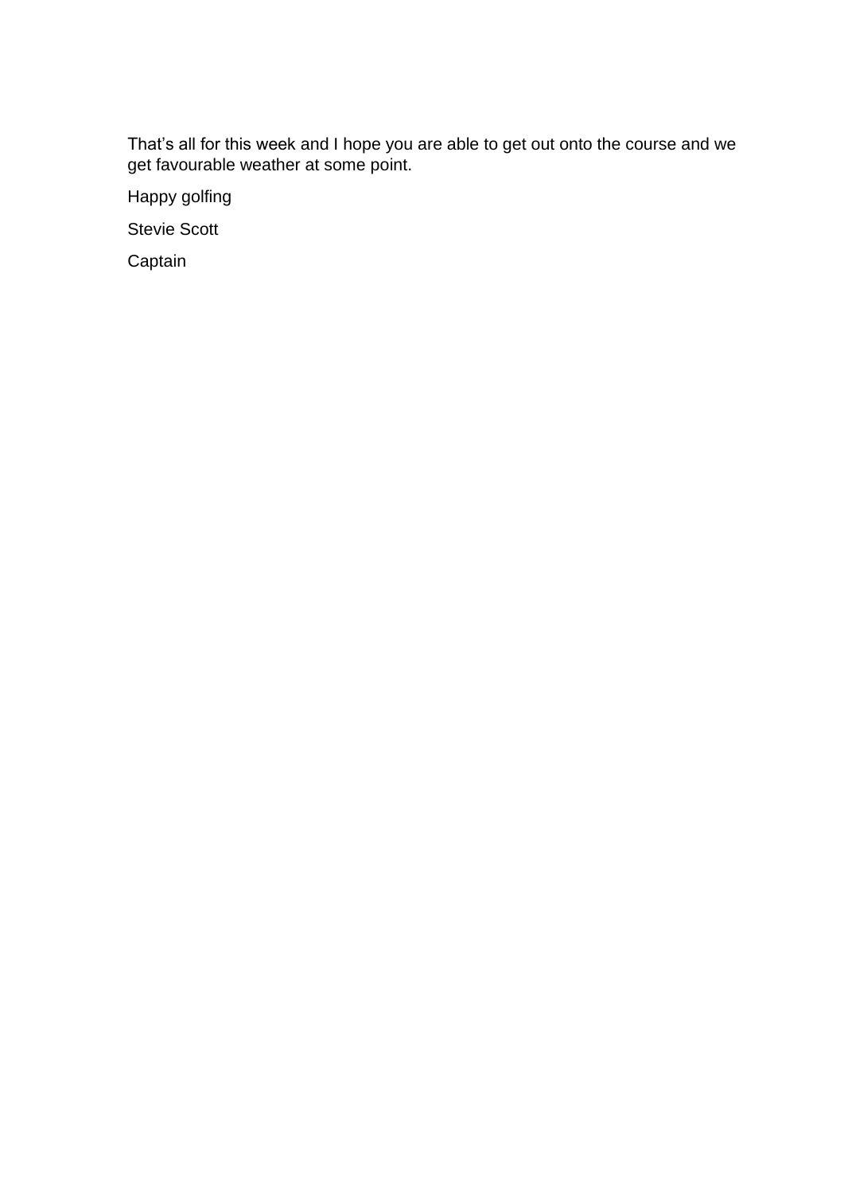That's all for this week and I hope you are able to get out onto the course and we get favourable weather at some point.

Happy golfing

Stevie Scott

Captain